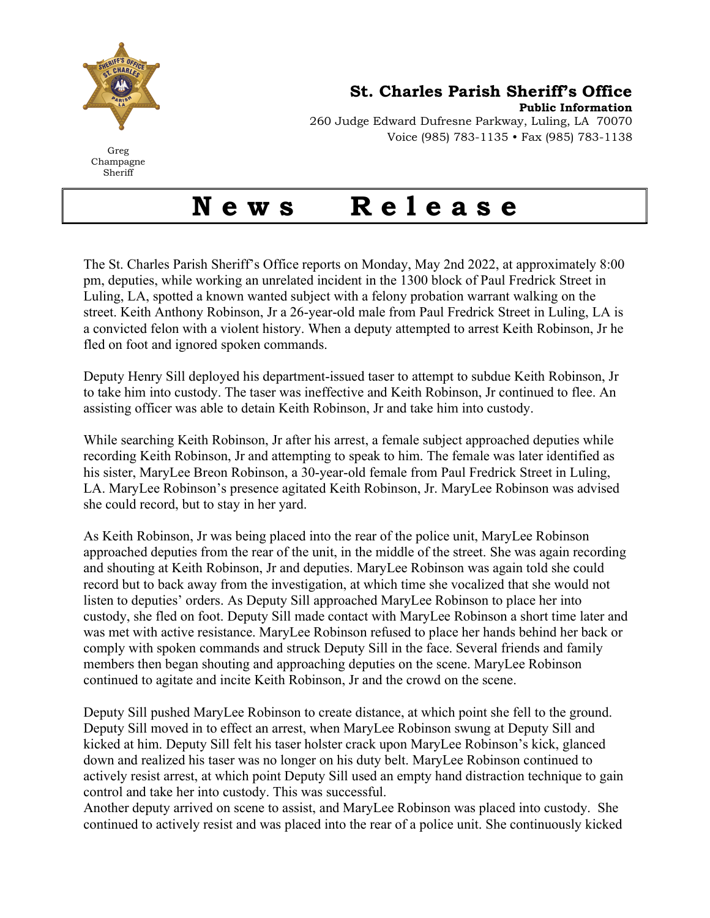Greg Champagne
Sheriff

## St. Charles Parish Sheriff's Office

**Public Information**

260 Judge Edward Dufresne Parkway, Luling, LA 70070
Voice (985) 783-1135 • Fax (985) 783-1138

# News Release

The St. Charles Parish Sheriff's Office reports on Monday, May 2nd 2022, at approximately 8:00 pm, deputies, while working an unrelated incident in the 1300 block of Paul Fredrick Street in Luling, LA, spotted a known wanted subject with a felony probation warrant walking on the street. Keith Anthony Robinson, Jr a 26-year-old male from Paul Fredrick Street in Luling, LA is a convicted felon with a violent history. When a deputy attempted to arrest Keith Robinson, Jr he fled on foot and ignored spoken commands.

Deputy Henry Sill deployed his department-issued taser to attempt to subdue Keith Robinson, Jr to take him into custody. The taser was ineffective and Keith Robinson, Jr continued to flee. An assisting officer was able to detain Keith Robinson, Jr and take him into custody.

While searching Keith Robinson, Jr after his arrest, a female subject approached deputies while recording Keith Robinson, Jr and attempting to speak to him. The female was later identified as his sister, MaryLee Breon Robinson, a 30-year-old female from Paul Fredrick Street in Luling, LA. MaryLee Robinson's presence agitated Keith Robinson, Jr. MaryLee Robinson was advised she could record, but to stay in her yard.

As Keith Robinson, Jr was being placed into the rear of the police unit, MaryLee Robinson approached deputies from the rear of the unit, in the middle of the street. She was again recording and shouting at Keith Robinson, Jr and deputies. MaryLee Robinson was again told she could record but to back away from the investigation, at which time she vocalized that she would not listen to deputies' orders. As Deputy Sill approached MaryLee Robinson to place her into custody, she fled on foot. Deputy Sill made contact with MaryLee Robinson a short time later and was met with active resistance. MaryLee Robinson refused to place her hands behind her back or comply with spoken commands and struck Deputy Sill in the face. Several friends and family members then began shouting and approaching deputies on the scene. MaryLee Robinson continued to agitate and incite Keith Robinson, Jr and the crowd on the scene.

Deputy Sill pushed MaryLee Robinson to create distance, at which point she fell to the ground. Deputy Sill moved in to effect an arrest, when MaryLee Robinson swung at Deputy Sill and kicked at him. Deputy Sill felt his taser holster crack upon MaryLee Robinson's kick, glanced down and realized his taser was no longer on his duty belt. MaryLee Robinson continued to actively resist arrest, at which point Deputy Sill used an empty hand distraction technique to gain control and take her into custody. This was successful.
Another deputy arrived on scene to assist, and MaryLee Robinson was placed into custody. She continued to actively resist and was placed into the rear of a police unit. She continuously kicked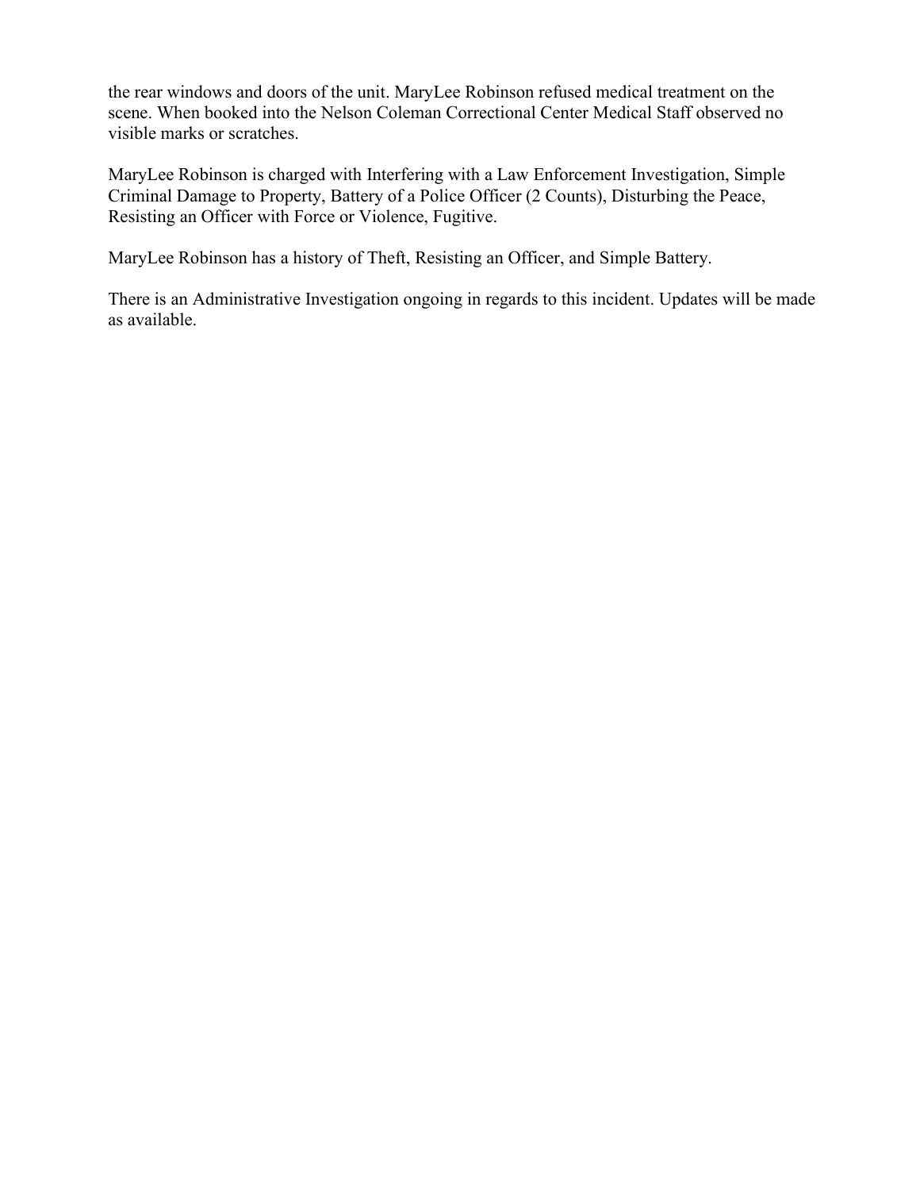the rear windows and doors of the unit. MaryLee Robinson refused medical treatment on the scene. When booked into the Nelson Coleman Correctional Center Medical Staff observed no visible marks or scratches.

MaryLee Robinson is charged with Interfering with a Law Enforcement Investigation, Simple Criminal Damage to Property, Battery of a Police Officer (2 Counts), Disturbing the Peace, Resisting an Officer with Force or Violence, Fugitive.

MaryLee Robinson has a history of Theft, Resisting an Officer, and Simple Battery.

There is an Administrative Investigation ongoing in regards to this incident. Updates will be made as available.